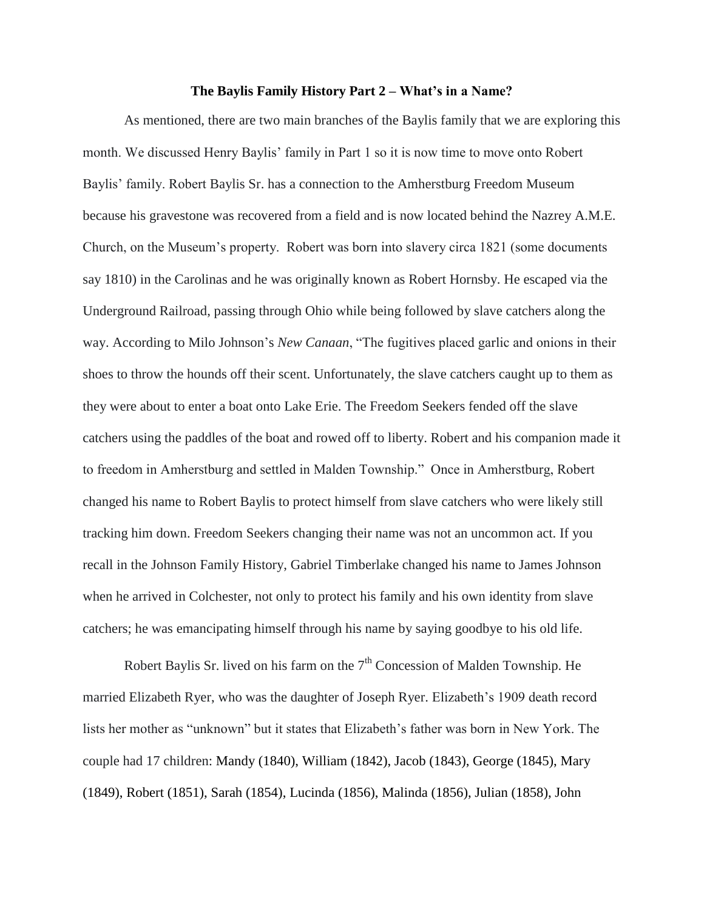**The Baylis Family History Part 2 – What's in a Name?**

As mentioned, there are two main branches of the Baylis family that we are exploring this month. We discussed Henry Baylis' family in Part 1 so it is now time to move onto Robert Baylis' family. Robert Baylis Sr. has a connection to the Amherstburg Freedom Museum because his gravestone was recovered from a field and is now located behind the Nazrey A.M.E. Church, on the Museum's property. Robert was born into slavery circa 1821 (some documents say 1810) in the Carolinas and he was originally known as Robert Hornsby. He escaped via the Underground Railroad, passing through Ohio while being followed by slave catchers along the way. According to Milo Johnson's *New Canaan*, "The fugitives placed garlic and onions in their shoes to throw the hounds off their scent. Unfortunately, the slave catchers caught up to them as they were about to enter a boat onto Lake Erie. The Freedom Seekers fended off the slave catchers using the paddles of the boat and rowed off to liberty. Robert and his companion made it to freedom in Amherstburg and settled in Malden Township." Once in Amherstburg, Robert changed his name to Robert Baylis to protect himself from slave catchers who were likely still tracking him down. Freedom Seekers changing their name was not an uncommon act. If you recall in the Johnson Family History, Gabriel Timberlake changed his name to James Johnson when he arrived in Colchester, not only to protect his family and his own identity from slave catchers; he was emancipating himself through his name by saying goodbye to his old life.

Robert Baylis Sr. lived on his farm on the 7th Concession of Malden Township. He married Elizabeth Ryer, who was the daughter of Joseph Ryer. Elizabeth's 1909 death record lists her mother as "unknown" but it states that Elizabeth's father was born in New York. The couple had 17 children: Mandy (1840), William (1842), Jacob (1843), George (1845), Mary (1849), Robert (1851), Sarah (1854), Lucinda (1856), Malinda (1856), Julian (1858), John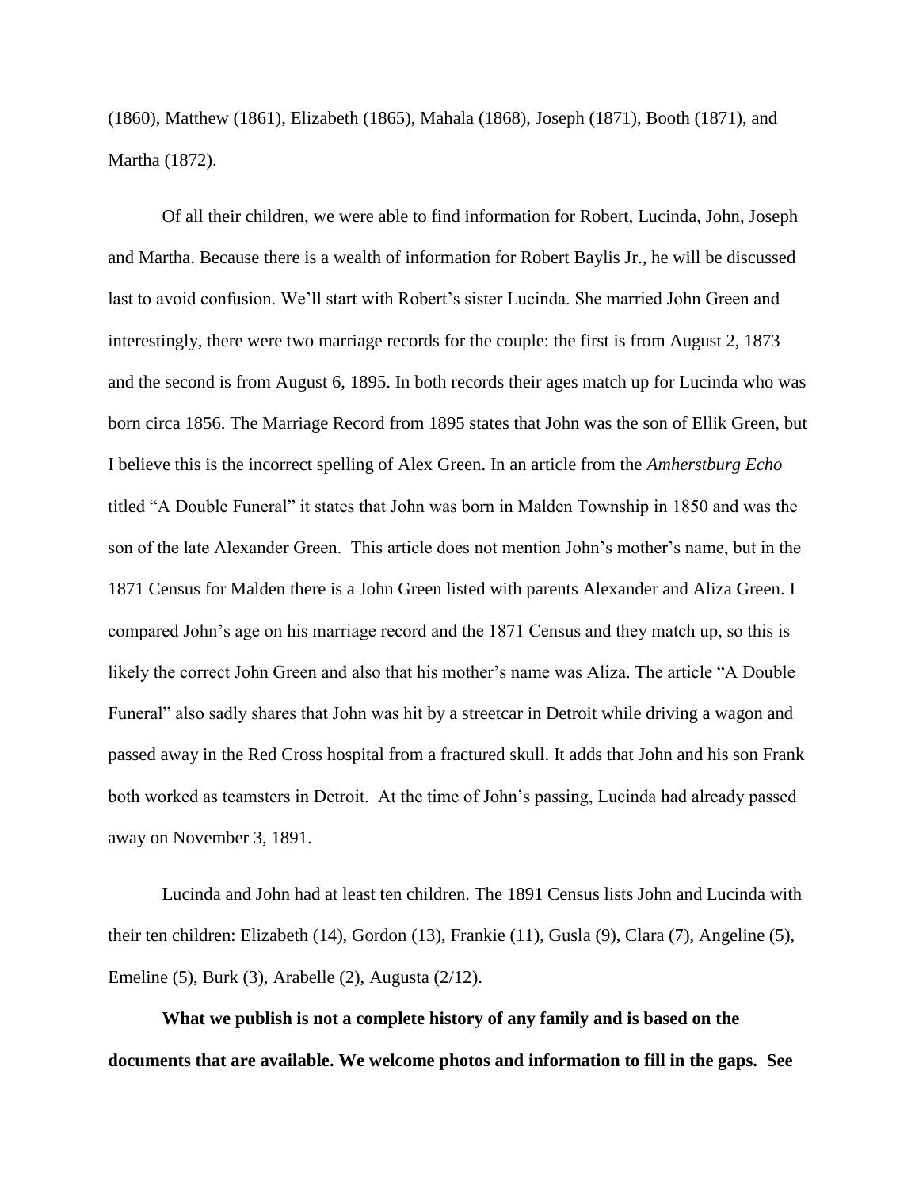(1860), Matthew (1861), Elizabeth (1865), Mahala (1868), Joseph (1871), Booth (1871), and Martha (1872).

Of all their children, we were able to find information for Robert, Lucinda, John, Joseph and Martha. Because there is a wealth of information for Robert Baylis Jr., he will be discussed last to avoid confusion. We'll start with Robert's sister Lucinda. She married John Green and interestingly, there were two marriage records for the couple: the first is from August 2, 1873 and the second is from August 6, 1895. In both records their ages match up for Lucinda who was born circa 1856. The Marriage Record from 1895 states that John was the son of Ellik Green, but I believe this is the incorrect spelling of Alex Green. In an article from the *Amherstburg Echo* titled "A Double Funeral" it states that John was born in Malden Township in 1850 and was the son of the late Alexander Green. This article does not mention John's mother's name, but in the 1871 Census for Malden there is a John Green listed with parents Alexander and Aliza Green. I compared John's age on his marriage record and the 1871 Census and they match up, so this is likely the correct John Green and also that his mother's name was Aliza. The article "A Double Funeral" also sadly shares that John was hit by a streetcar in Detroit while driving a wagon and passed away in the Red Cross hospital from a fractured skull. It adds that John and his son Frank both worked as teamsters in Detroit. At the time of John's passing, Lucinda had already passed away on November 3, 1891.

Lucinda and John had at least ten children. The 1891 Census lists John and Lucinda with their ten children: Elizabeth (14), Gordon (13), Frankie (11), Gusla (9), Clara (7), Angeline (5), Emeline (5), Burk (3), Arabelle (2), Augusta (2/12).

**What we publish is not a complete history of any family and is based on the documents that are available. We welcome photos and information to fill in the gaps. See**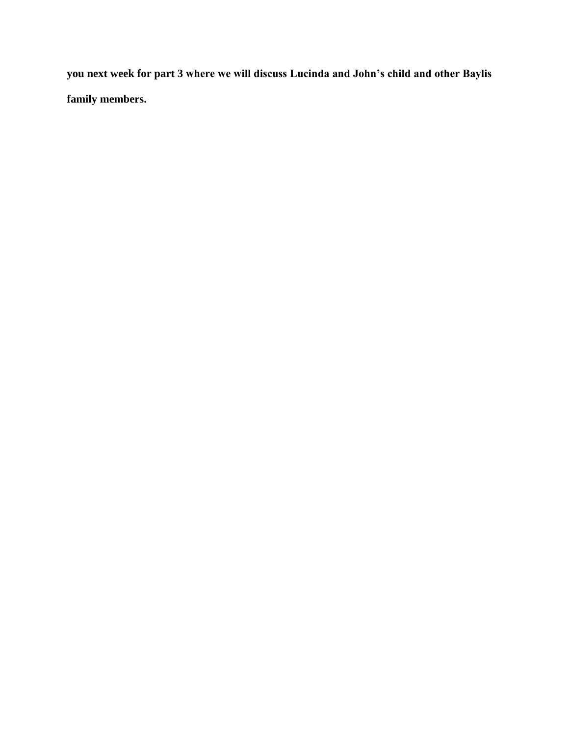**you next week for part 3 where we will discuss Lucinda and John's child and other Baylis family members.**